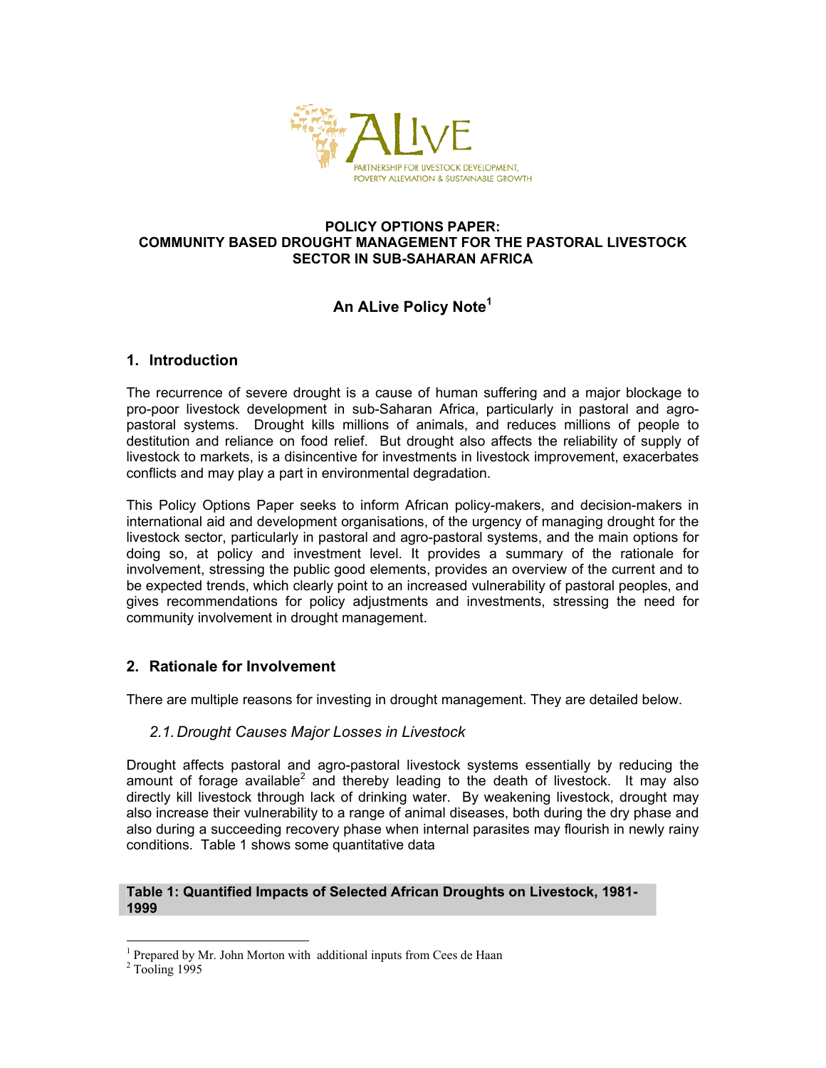ALive

PARTNERSHIP FOR LIVESTOCK DEVELOPMENT, POVERTY ALLEVIATION & SUSTAINABLE GROWTH

**POLICY OPTIONS PAPER:**
**COMMUNITY BASED DROUGHT MANAGEMENT FOR THE PASTORAL LIVESTOCK SECTOR IN SUB-SAHARAN AFRICA**

**An ALive Policy Note[1]**

## 1. Introduction

The recurrence of severe drought is a cause of human suffering and a major blockage to pro-poor livestock development in sub-Saharan Africa, particularly in pastoral and agro-pastoral systems. Drought kills millions of animals, and reduces millions of people to destitution and reliance on food relief. But drought also affects the reliability of supply of livestock to markets, is a disincentive for investments in livestock improvement, exacerbates conflicts and may play a part in environmental degradation.

This Policy Options Paper seeks to inform African policy-makers, and decision-makers in international aid and development organisations, of the urgency of managing drought for the livestock sector, particularly in pastoral and agro-pastoral systems, and the main options for doing so, at policy and investment level. It provides a summary of the rationale for involvement, stressing the public good elements, provides an overview of the current and to be expected trends, which clearly point to an increased vulnerability of pastoral peoples, and gives recommendations for policy adjustments and investments, stressing the need for community involvement in drought management.

## 2. Rationale for Involvement

There are multiple reasons for investing in drought management. They are detailed below.

### *2.1. Drought Causes Major Losses in Livestock*

Drought affects pastoral and agro-pastoral livestock systems essentially by reducing the amount of forage available[2] and thereby leading to the death of livestock. It may also directly kill livestock through lack of drinking water. By weakening livestock, drought may also increase their vulnerability to a range of animal diseases, both during the dry phase and also during a succeeding recovery phase when internal parasites may flourish in newly rainy conditions. Table 1 shows some quantitative data

**Table 1: Quantified Impacts of Selected African Droughts on Livestock, 1981-1999**

[1] Prepared by Mr. John Morton with additional inputs from Cees de Haan

[2] Tooling 1995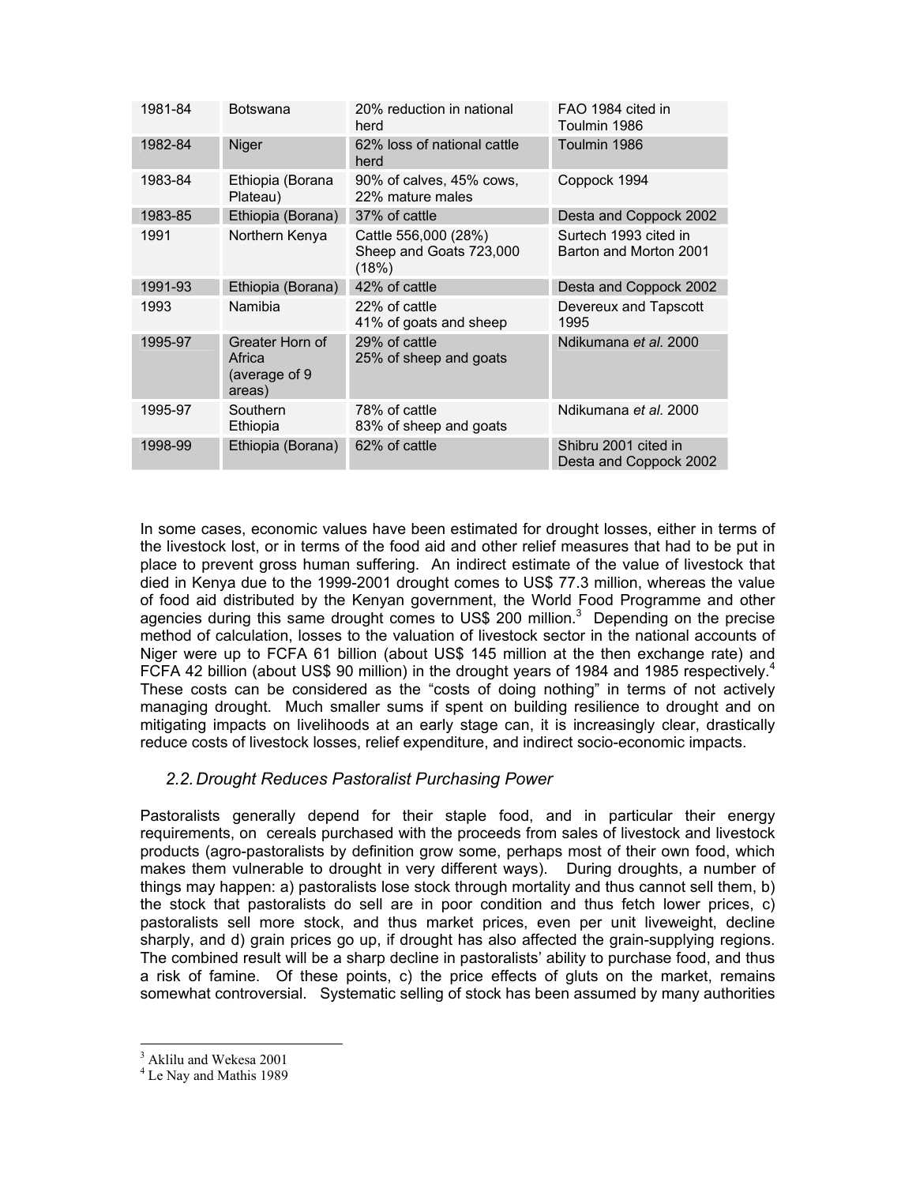| 1981-84 | Botswana | 20% reduction in national herd | FAO 1984 cited in Toulmin 1986 |
|---|---|---|---|
| 1982-84 | Niger | 62% loss of national cattle herd | Toulmin 1986 |
| 1983-84 | Ethiopia (Borana Plateau) | 90% of calves, 45% cows, 22% mature males | Coppock 1994 |
| 1983-85 | Ethiopia (Borana) | 37% of cattle | Desta and Coppock 2002 |
| 1991 | Northern Kenya | Cattle 556,000 (28%) Sheep and Goats 723,000 (18%) | Surtech 1993 cited in Barton and Morton 2001 |
| 1991-93 | Ethiopia (Borana) | 42% of cattle | Desta and Coppock 2002 |
| 1993 | Namibia | 22% of cattle 41% of goats and sheep | Devereux and Tapscott 1995 |
| 1995-97 | Greater Horn of Africa (average of 9 areas) | 29% of cattle 25% of sheep and goats | Ndikumana *et al.* 2000 |
| 1995-97 | Southern Ethiopia | 78% of cattle 83% of sheep and goats | Ndikumana *et al.* 2000 |
| 1998-99 | Ethiopia (Borana) | 62% of cattle | Shibru 2001 cited in Desta and Coppock 2002 |

In some cases, economic values have been estimated for drought losses, either in terms of the livestock lost, or in terms of the food aid and other relief measures that had to be put in place to prevent gross human suffering. An indirect estimate of the value of livestock that died in Kenya due to the 1999-2001 drought comes to US$ 77.3 million, whereas the value of food aid distributed by the Kenyan government, the World Food Programme and other agencies during this same drought comes to US$ 200 million.[3] Depending on the precise method of calculation, losses to the valuation of livestock sector in the national accounts of Niger were up to FCFA 61 billion (about US$ 145 million at the then exchange rate) and FCFA 42 billion (about US$ 90 million) in the drought years of 1984 and 1985 respectively.[4] These costs can be considered as the "costs of doing nothing" in terms of not actively managing drought. Much smaller sums if spent on building resilience to drought and on mitigating impacts on livelihoods at an early stage can, it is increasingly clear, drastically reduce costs of livestock losses, relief expenditure, and indirect socio-economic impacts.

## 2.2. Drought Reduces Pastoralist Purchasing Power

Pastoralists generally depend for their staple food, and in particular their energy requirements, on cereals purchased with the proceeds from sales of livestock and livestock products (agro-pastoralists by definition grow some, perhaps most of their own food, which makes them vulnerable to drought in very different ways). During droughts, a number of things may happen: a) pastoralists lose stock through mortality and thus cannot sell them, b) the stock that pastoralists do sell are in poor condition and thus fetch lower prices, c) pastoralists sell more stock, and thus market prices, even per unit liveweight, decline sharply, and d) grain prices go up, if drought has also affected the grain-supplying regions. The combined result will be a sharp decline in pastoralists' ability to purchase food, and thus a risk of famine. Of these points, c) the price effects of gluts on the market, remains somewhat controversial. Systematic selling of stock has been assumed by many authorities

[3] Aklilu and Wekesa 2001

[4] Le Nay and Mathis 1989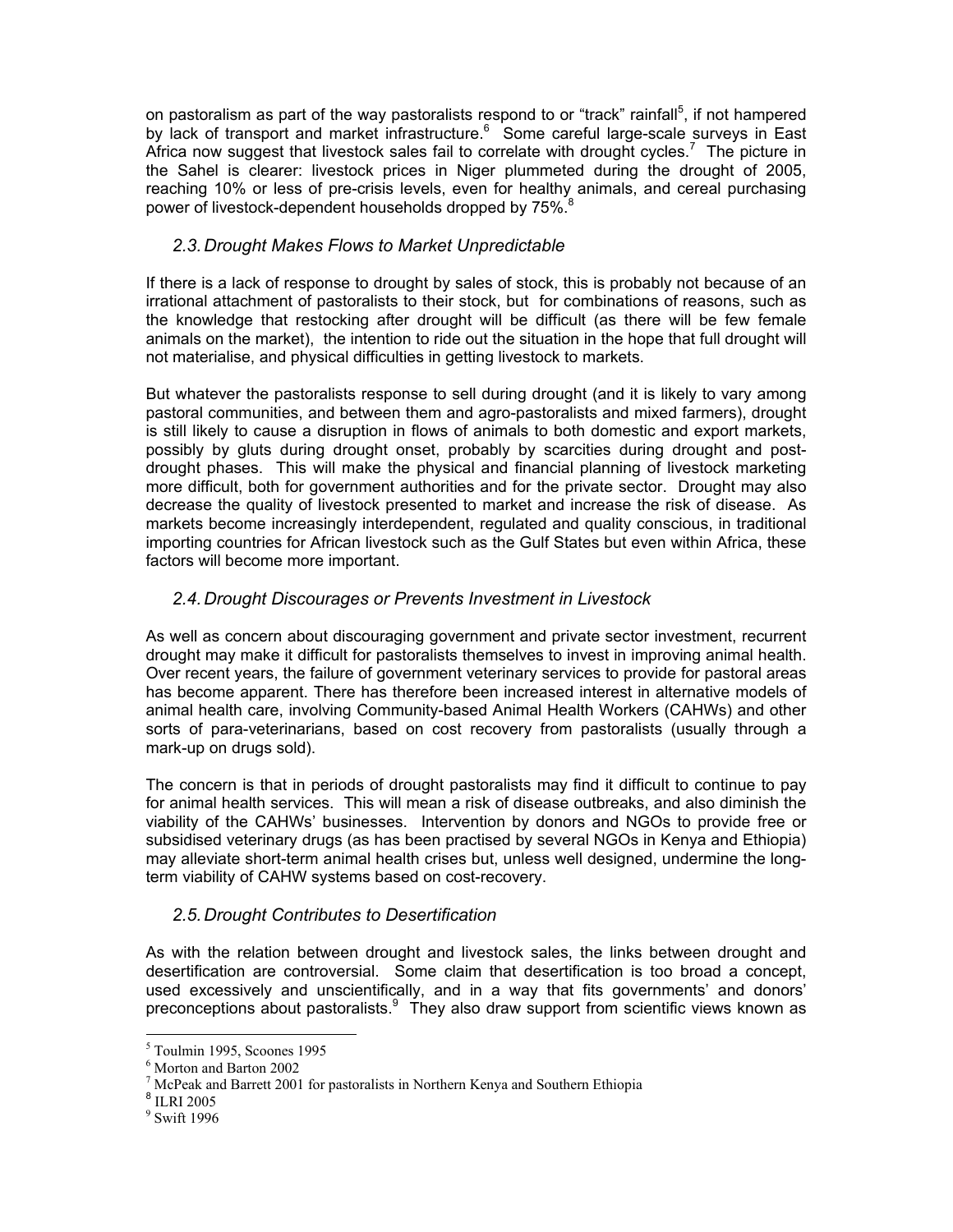on pastoralism as part of the way pastoralists respond to or "track" rainfall[5], if not hampered by lack of transport and market infrastructure.[6] Some careful large-scale surveys in East Africa now suggest that livestock sales fail to correlate with drought cycles.[7] The picture in the Sahel is clearer: livestock prices in Niger plummeted during the drought of 2005, reaching 10% or less of pre-crisis levels, even for healthy animals, and cereal purchasing power of livestock-dependent households dropped by 75%.[8]

### 2.3. Drought Makes Flows to Market Unpredictable

If there is a lack of response to drought by sales of stock, this is probably not because of an irrational attachment of pastoralists to their stock, but for combinations of reasons, such as the knowledge that restocking after drought will be difficult (as there will be few female animals on the market), the intention to ride out the situation in the hope that full drought will not materialise, and physical difficulties in getting livestock to markets.

But whatever the pastoralists response to sell during drought (and it is likely to vary among pastoral communities, and between them and agro-pastoralists and mixed farmers), drought is still likely to cause a disruption in flows of animals to both domestic and export markets, possibly by gluts during drought onset, probably by scarcities during drought and post-drought phases. This will make the physical and financial planning of livestock marketing more difficult, both for government authorities and for the private sector. Drought may also decrease the quality of livestock presented to market and increase the risk of disease. As markets become increasingly interdependent, regulated and quality conscious, in traditional importing countries for African livestock such as the Gulf States but even within Africa, these factors will become more important.

### 2.4. Drought Discourages or Prevents Investment in Livestock

As well as concern about discouraging government and private sector investment, recurrent drought may make it difficult for pastoralists themselves to invest in improving animal health. Over recent years, the failure of government veterinary services to provide for pastoral areas has become apparent. There has therefore been increased interest in alternative models of animal health care, involving Community-based Animal Health Workers (CAHWs) and other sorts of para-veterinarians, based on cost recovery from pastoralists (usually through a mark-up on drugs sold).

The concern is that in periods of drought pastoralists may find it difficult to continue to pay for animal health services. This will mean a risk of disease outbreaks, and also diminish the viability of the CAHWs' businesses. Intervention by donors and NGOs to provide free or subsidised veterinary drugs (as has been practised by several NGOs in Kenya and Ethiopia) may alleviate short-term animal health crises but, unless well designed, undermine the long-term viability of CAHW systems based on cost-recovery.

### 2.5. Drought Contributes to Desertification

As with the relation between drought and livestock sales, the links between drought and desertification are controversial. Some claim that desertification is too broad a concept, used excessively and unscientifically, and in a way that fits governments' and donors' preconceptions about pastoralists.[9] They also draw support from scientific views known as

---

[5] Toulmin 1995, Scoones 1995

[6] Morton and Barton 2002

[7] McPeak and Barrett 2001 for pastoralists in Northern Kenya and Southern Ethiopia

[8] ILRI 2005

[9] Swift 1996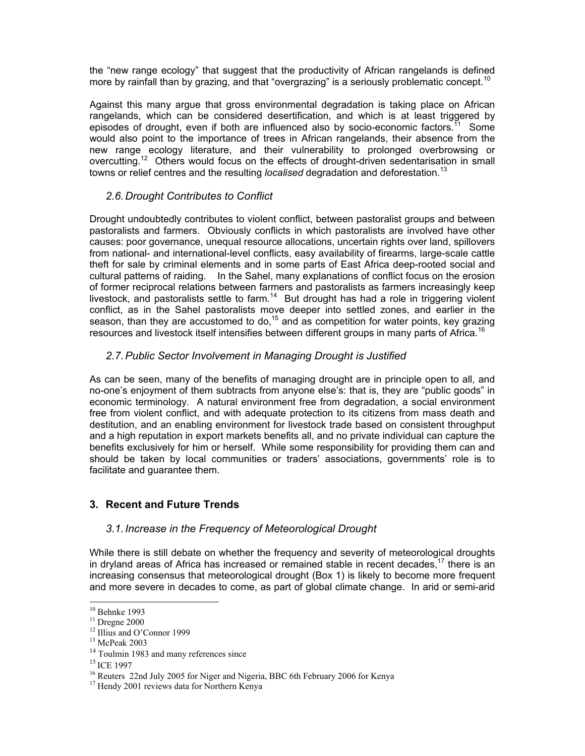the "new range ecology" that suggest that the productivity of African rangelands is defined more by rainfall than by grazing, and that "overgrazing" is a seriously problematic concept.[10]

Against this many argue that gross environmental degradation is taking place on African rangelands, which can be considered desertification, and which is at least triggered by episodes of drought, even if both are influenced also by socio-economic factors.[11] Some would also point to the importance of trees in African rangelands, their absence from the new range ecology literature, and their vulnerability to prolonged overbrowsing or overcutting.[12] Others would focus on the effects of drought-driven sedentarisation in small towns or relief centres and the resulting *localised* degradation and deforestation.[13]

### *2.6. Drought Contributes to Conflict*

Drought undoubtedly contributes to violent conflict, between pastoralist groups and between pastoralists and farmers. Obviously conflicts in which pastoralists are involved have other causes: poor governance, unequal resource allocations, uncertain rights over land, spillovers from national- and international-level conflicts, easy availability of firearms, large-scale cattle theft for sale by criminal elements and in some parts of East Africa deep-rooted social and cultural patterns of raiding. In the Sahel, many explanations of conflict focus on the erosion of former reciprocal relations between farmers and pastoralists as farmers increasingly keep livestock, and pastoralists settle to farm.[14] But drought has had a role in triggering violent conflict, as in the Sahel pastoralists move deeper into settled zones, and earlier in the season, than they are accustomed to do,[15] and as competition for water points, key grazing resources and livestock itself intensifies between different groups in many parts of Africa.[16]

### *2.7. Public Sector Involvement in Managing Drought is Justified*

As can be seen, many of the benefits of managing drought are in principle open to all, and no-one's enjoyment of them subtracts from anyone else's: that is, they are "public goods" in economic terminology. A natural environment free from degradation, a social environment free from violent conflict, and with adequate protection to its citizens from mass death and destitution, and an enabling environment for livestock trade based on consistent throughput and a high reputation in export markets benefits all, and no private individual can capture the benefits exclusively for him or herself. While some responsibility for providing them can and should be taken by local communities or traders' associations, governments' role is to facilitate and guarantee them.

## 3. Recent and Future Trends

### *3.1. Increase in the Frequency of Meteorological Drought*

While there is still debate on whether the frequency and severity of meteorological droughts in dryland areas of Africa has increased or remained stable in recent decades,[17] there is an increasing consensus that meteorological drought (Box 1) is likely to become more frequent and more severe in decades to come, as part of global climate change. In arid or semi-arid

---

[10] Behnke 1993
[11] Dregne 2000
[12] Illius and O'Connor 1999
[13] McPeak 2003
[14] Toulmin 1983 and many references since
[15] ICE 1997
[16] Reuters 22nd July 2005 for Niger and Nigeria, BBC 6th February 2006 for Kenya
[17] Hendy 2001 reviews data for Northern Kenya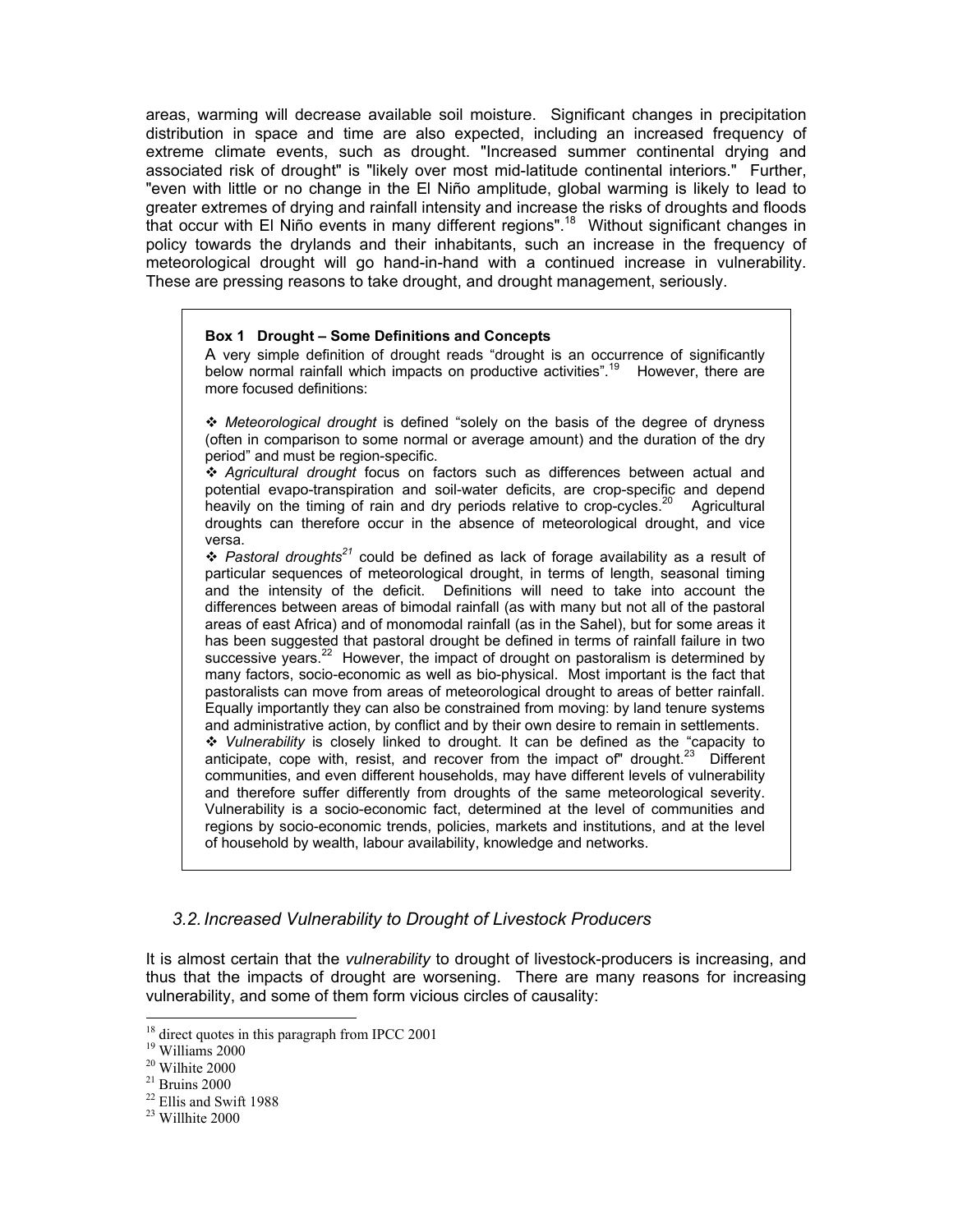areas, warming will decrease available soil moisture. Significant changes in precipitation distribution in space and time are also expected, including an increased frequency of extreme climate events, such as drought. "Increased summer continental drying and associated risk of drought" is "likely over most mid-latitude continental interiors." Further, "even with little or no change in the El Niño amplitude, global warming is likely to lead to greater extremes of drying and rainfall intensity and increase the risks of droughts and floods that occur with El Niño events in many different regions".[18] Without significant changes in policy towards the drylands and their inhabitants, such an increase in the frequency of meteorological drought will go hand-in-hand with a continued increase in vulnerability. These are pressing reasons to take drought, and drought management, seriously.

> **Box 1 Drought – Some Definitions and Concepts**
>
> A very simple definition of drought reads "drought is an occurrence of significantly below normal rainfall which impacts on productive activities".[19] However, there are more focused definitions:
>
> ❖ *Meteorological drought* is defined "solely on the basis of the degree of dryness (often in comparison to some normal or average amount) and the duration of the dry period" and must be region-specific.
>
> ❖ *Agricultural drought* focus on factors such as differences between actual and potential evapo-transpiration and soil-water deficits, are crop-specific and depend heavily on the timing of rain and dry periods relative to crop-cycles.[20] Agricultural droughts can therefore occur in the absence of meteorological drought, and vice versa.
>
> ❖ *Pastoral droughts*[21] could be defined as lack of forage availability as a result of particular sequences of meteorological drought, in terms of length, seasonal timing and the intensity of the deficit. Definitions will need to take into account the differences between areas of bimodal rainfall (as with many but not all of the pastoral areas of east Africa) and of monomodal rainfall (as in the Sahel), but for some areas it has been suggested that pastoral drought be defined in terms of rainfall failure in two successive years.[22] However, the impact of drought on pastoralism is determined by many factors, socio-economic as well as bio-physical. Most important is the fact that pastoralists can move from areas of meteorological drought to areas of better rainfall. Equally importantly they can also be constrained from moving: by land tenure systems and administrative action, by conflict and by their own desire to remain in settlements.
>
> ❖ *Vulnerability* is closely linked to drought. It can be defined as the "capacity to anticipate, cope with, resist, and recover from the impact of" drought.[23] Different communities, and even different households, may have different levels of vulnerability and therefore suffer differently from droughts of the same meteorological severity. Vulnerability is a socio-economic fact, determined at the level of communities and regions by socio-economic trends, policies, markets and institutions, and at the level of household by wealth, labour availability, knowledge and networks.

### *3.2. Increased Vulnerability to Drought of Livestock Producers*

It is almost certain that the *vulnerability* to drought of livestock-producers is increasing, and thus that the impacts of drought are worsening. There are many reasons for increasing vulnerability, and some of them form vicious circles of causality:

---

[18] direct quotes in this paragraph from IPCC 2001
[19] Williams 2000
[20] Wilhite 2000
[21] Bruins 2000
[22] Ellis and Swift 1988
[23] Willhite 2000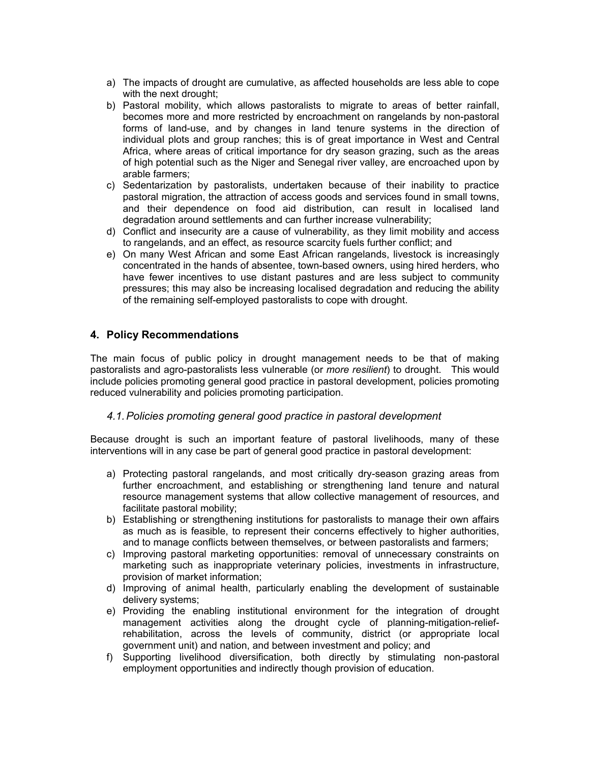a) The impacts of drought are cumulative, as affected households are less able to cope with the next drought;
b) Pastoral mobility, which allows pastoralists to migrate to areas of better rainfall, becomes more and more restricted by encroachment on rangelands by non-pastoral forms of land-use, and by changes in land tenure systems in the direction of individual plots and group ranches; this is of great importance in West and Central Africa, where areas of critical importance for dry season grazing, such as the areas of high potential such as the Niger and Senegal river valley, are encroached upon by arable farmers;
c) Sedentarization by pastoralists, undertaken because of their inability to practice pastoral migration, the attraction of access goods and services found in small towns, and their dependence on food aid distribution, can result in localised land degradation around settlements and can further increase vulnerability;
d) Conflict and insecurity are a cause of vulnerability, as they limit mobility and access to rangelands, and an effect, as resource scarcity fuels further conflict; and
e) On many West African and some East African rangelands, livestock is increasingly concentrated in the hands of absentee, town-based owners, using hired herders, who have fewer incentives to use distant pastures and are less subject to community pressures; this may also be increasing localised degradation and reducing the ability of the remaining self-employed pastoralists to cope with drought.

## 4. Policy Recommendations

The main focus of public policy in drought management needs to be that of making pastoralists and agro-pastoralists less vulnerable (or *more resilient*) to drought. This would include policies promoting general good practice in pastoral development, policies promoting reduced vulnerability and policies promoting participation.

### *4.1. Policies promoting general good practice in pastoral development*

Because drought is such an important feature of pastoral livelihoods, many of these interventions will in any case be part of general good practice in pastoral development:

a) Protecting pastoral rangelands, and most critically dry-season grazing areas from further encroachment, and establishing or strengthening land tenure and natural resource management systems that allow collective management of resources, and facilitate pastoral mobility;
b) Establishing or strengthening institutions for pastoralists to manage their own affairs as much as is feasible, to represent their concerns effectively to higher authorities, and to manage conflicts between themselves, or between pastoralists and farmers;
c) Improving pastoral marketing opportunities: removal of unnecessary constraints on marketing such as inappropriate veterinary policies, investments in infrastructure, provision of market information;
d) Improving of animal health, particularly enabling the development of sustainable delivery systems;
e) Providing the enabling institutional environment for the integration of drought management activities along the drought cycle of planning-mitigation-relief-rehabilitation, across the levels of community, district (or appropriate local government unit) and nation, and between investment and policy; and
f) Supporting livelihood diversification, both directly by stimulating non-pastoral employment opportunities and indirectly though provision of education.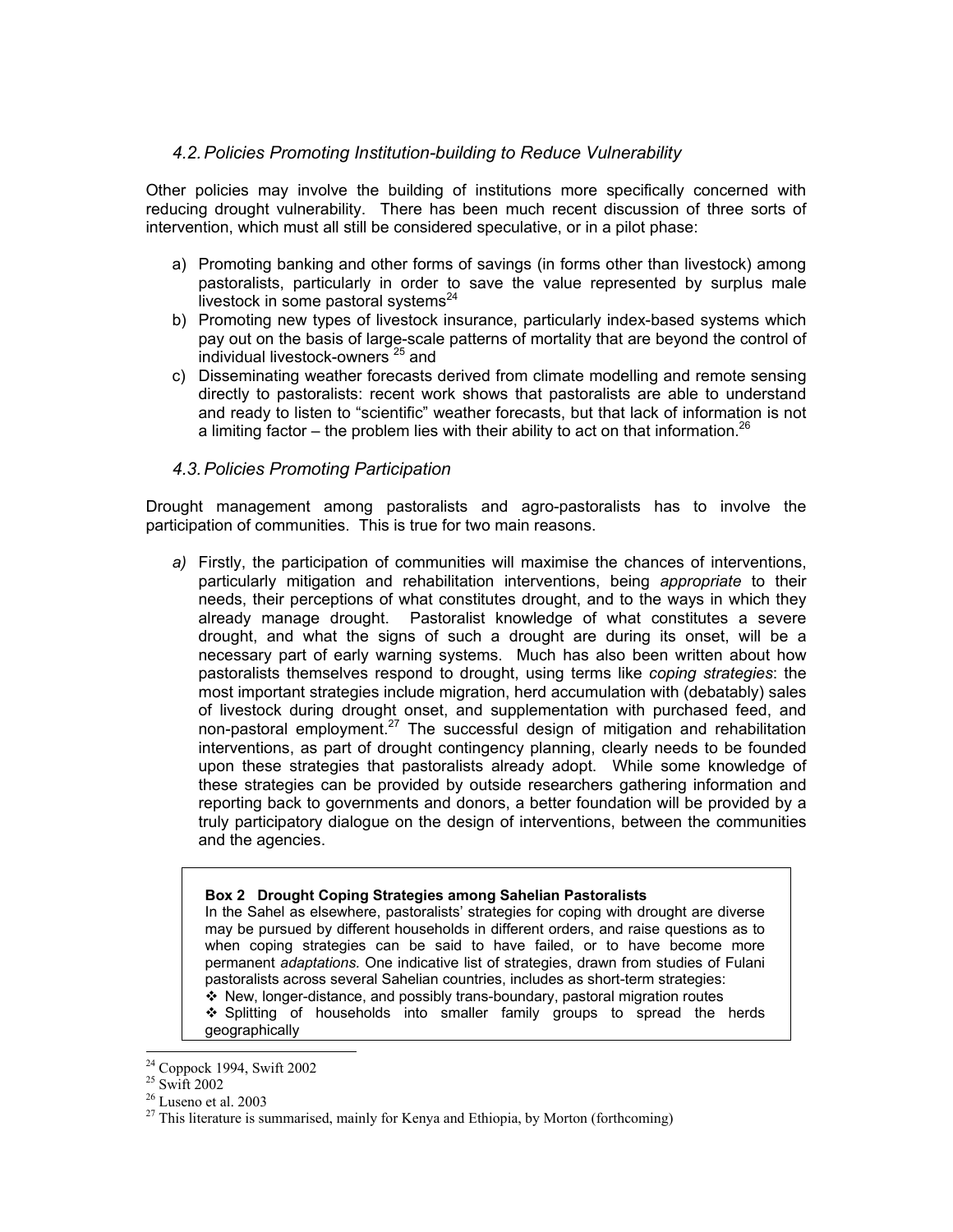### 4.2. Policies Promoting Institution-building to Reduce Vulnerability

Other policies may involve the building of institutions more specifically concerned with reducing drought vulnerability. There has been much recent discussion of three sorts of intervention, which must all still be considered speculative, or in a pilot phase:

a) Promoting banking and other forms of savings (in forms other than livestock) among pastoralists, particularly in order to save the value represented by surplus male livestock in some pastoral systems[24]
b) Promoting new types of livestock insurance, particularly index-based systems which pay out on the basis of large-scale patterns of mortality that are beyond the control of individual livestock-owners [25] and
c) Disseminating weather forecasts derived from climate modelling and remote sensing directly to pastoralists: recent work shows that pastoralists are able to understand and ready to listen to "scientific" weather forecasts, but that lack of information is not a limiting factor – the problem lies with their ability to act on that information.[26]

### 4.3. Policies Promoting Participation

Drought management among pastoralists and agro-pastoralists has to involve the participation of communities. This is true for two main reasons.

*a)* Firstly, the participation of communities will maximise the chances of interventions, particularly mitigation and rehabilitation interventions, being *appropriate* to their needs, their perceptions of what constitutes drought, and to the ways in which they already manage drought. Pastoralist knowledge of what constitutes a severe drought, and what the signs of such a drought are during its onset, will be a necessary part of early warning systems. Much has also been written about how pastoralists themselves respond to drought, using terms like *coping strategies*: the most important strategies include migration, herd accumulation with (debatably) sales of livestock during drought onset, and supplementation with purchased feed, and non-pastoral employment.[27] The successful design of mitigation and rehabilitation interventions, as part of drought contingency planning, clearly needs to be founded upon these strategies that pastoralists already adopt. While some knowledge of these strategies can be provided by outside researchers gathering information and reporting back to governments and donors, a better foundation will be provided by a truly participatory dialogue on the design of interventions, between the communities and the agencies.

> **Box 2 Drought Coping Strategies among Sahelian Pastoralists**
>
> In the Sahel as elsewhere, pastoralists' strategies for coping with drought are diverse may be pursued by different households in different orders, and raise questions as to when coping strategies can be said to have failed, or to have become more permanent *adaptations.* One indicative list of strategies, drawn from studies of Fulani pastoralists across several Sahelian countries, includes as short-term strategies:
>
> - New, longer-distance, and possibly trans-boundary, pastoral migration routes
> - Splitting of households into smaller family groups to spread the herds geographically

---

[24] Coppock 1994, Swift 2002
[25] Swift 2002
[26] Luseno et al. 2003
[27] This literature is summarised, mainly for Kenya and Ethiopia, by Morton (forthcoming)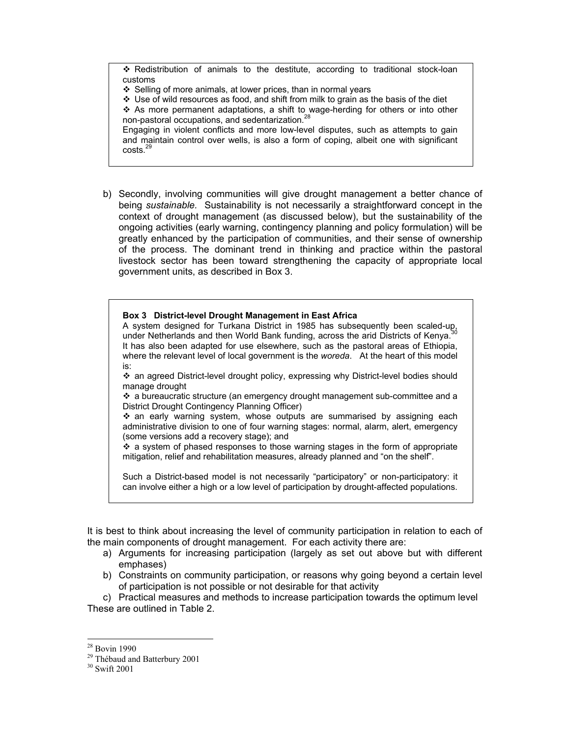- Redistribution of animals to the destitute, according to traditional stock-loan customs
- Selling of more animals, at lower prices, than in normal years
- Use of wild resources as food, and shift from milk to grain as the basis of the diet
- As more permanent adaptations, a shift to wage-herding for others or into other non-pastoral occupations, and sedentarization.[28]

Engaging in violent conflicts and more low-level disputes, such as attempts to gain and maintain control over wells, is also a form of coping, albeit one with significant costs.[29]

b) Secondly, involving communities will give drought management a better chance of being *sustainable.* Sustainability is not necessarily a straightforward concept in the context of drought management (as discussed below), but the sustainability of the ongoing activities (early warning, contingency planning and policy formulation) will be greatly enhanced by the participation of communities, and their sense of ownership of the process. The dominant trend in thinking and practice within the pastoral livestock sector has been toward strengthening the capacity of appropriate local government units, as described in Box 3.

**Box 3 District-level Drought Management in East Africa**

A system designed for Turkana District in 1985 has subsequently been scaled-up, under Netherlands and then World Bank funding, across the arid Districts of Kenya.[30] It has also been adapted for use elsewhere, such as the pastoral areas of Ethiopia, where the relevant level of local government is the *woreda*. At the heart of this model is:

- an agreed District-level drought policy, expressing why District-level bodies should manage drought
- a bureaucratic structure (an emergency drought management sub-committee and a District Drought Contingency Planning Officer)
- an early warning system, whose outputs are summarised by assigning each administrative division to one of four warning stages: normal, alarm, alert, emergency (some versions add a recovery stage); and
- a system of phased responses to those warning stages in the form of appropriate mitigation, relief and rehabilitation measures, already planned and "on the shelf".

Such a District-based model is not necessarily "participatory" or non-participatory: it can involve either a high or a low level of participation by drought-affected populations.

It is best to think about increasing the level of community participation in relation to each of the main components of drought management. For each activity there are:

a) Arguments for increasing participation (largely as set out above but with different emphases)

b) Constraints on community participation, or reasons why going beyond a certain level of participation is not possible or not desirable for that activity

c) Practical measures and methods to increase participation towards the optimum level

These are outlined in Table 2.

---

[28] Bovin 1990

[29] Thébaud and Batterbury 2001

[30] Swift 2001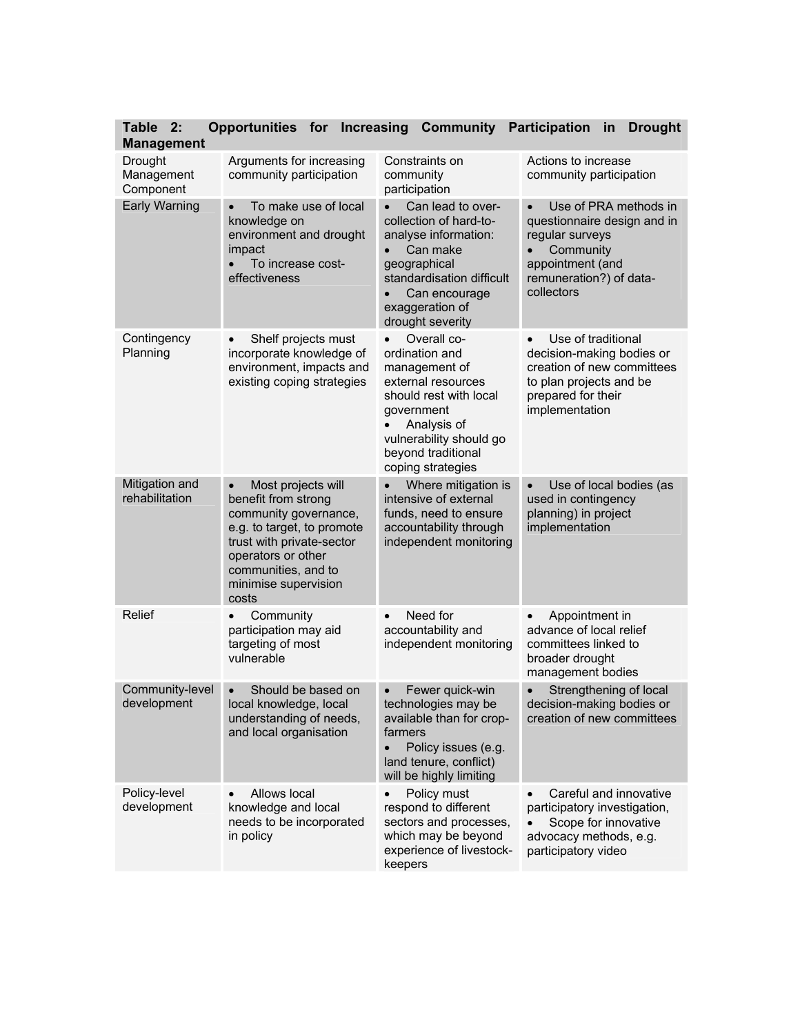**Table 2: Opportunities for Increasing Community Participation in Drought Management**

| Drought Management Component | Arguments for increasing community participation | Constraints on community participation | Actions to increase community participation |
|---|---|---|---|
| Early Warning | • To make use of local knowledge on environment and drought impact<br>• To increase cost-effectiveness | • Can lead to over-collection of hard-to-analyse information:<br>• Can make geographical standardisation difficult<br>• Can encourage exaggeration of drought severity | • Use of PRA methods in questionnaire design and in regular surveys<br>• Community appointment (and remuneration?) of data-collectors |
| Contingency Planning | • Shelf projects must incorporate knowledge of environment, impacts and existing coping strategies | • Overall co-ordination and management of external resources should rest with local government<br>• Analysis of vulnerability should go beyond traditional coping strategies | • Use of traditional decision-making bodies or creation of new committees to plan projects and be prepared for their implementation |
| Mitigation and rehabilitation | • Most projects will benefit from strong community governance, e.g. to target, to promote trust with private-sector operators or other communities, and to minimise supervision costs | • Where mitigation is intensive of external funds, need to ensure accountability through independent monitoring | • Use of local bodies (as used in contingency planning) in project implementation |
| Relief | • Community participation may aid targeting of most vulnerable | • Need for accountability and independent monitoring | • Appointment in advance of local relief committees linked to broader drought management bodies |
| Community-level development | • Should be based on local knowledge, local understanding of needs, and local organisation | • Fewer quick-win technologies may be available than for crop-farmers<br>• Policy issues (e.g. land tenure, conflict) will be highly limiting | • Strengthening of local decision-making bodies or creation of new committees |
| Policy-level development | • Allows local knowledge and local needs to be incorporated in policy | • Policy must respond to different sectors and processes, which may be beyond experience of livestock-keepers | • Careful and innovative participatory investigation,<br>• Scope for innovative advocacy methods, e.g. participatory video |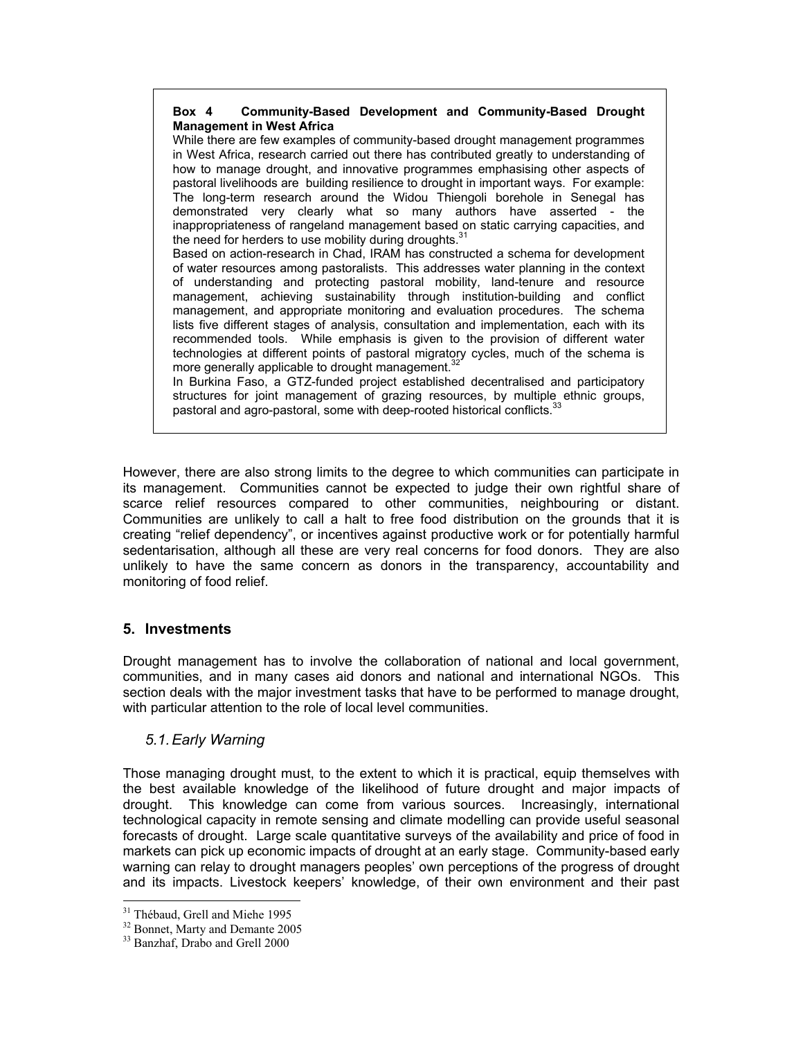**Box 4 Community-Based Development and Community-Based Drought Management in West Africa**

While there are few examples of community-based drought management programmes in West Africa, research carried out there has contributed greatly to understanding of how to manage drought, and innovative programmes emphasising other aspects of pastoral livelihoods are building resilience to drought in important ways. For example: The long-term research around the Widou Thiengoli borehole in Senegal has demonstrated very clearly what so many authors have asserted - the inappropriateness of rangeland management based on static carrying capacities, and the need for herders to use mobility during droughts.[31]

Based on action-research in Chad, IRAM has constructed a schema for development of water resources among pastoralists. This addresses water planning in the context of understanding and protecting pastoral mobility, land-tenure and resource management, achieving sustainability through institution-building and conflict management, and appropriate monitoring and evaluation procedures. The schema lists five different stages of analysis, consultation and implementation, each with its recommended tools. While emphasis is given to the provision of different water technologies at different points of pastoral migratory cycles, much of the schema is more generally applicable to drought management.[32]

In Burkina Faso, a GTZ-funded project established decentralised and participatory structures for joint management of grazing resources, by multiple ethnic groups, pastoral and agro-pastoral, some with deep-rooted historical conflicts.[33]

However, there are also strong limits to the degree to which communities can participate in its management. Communities cannot be expected to judge their own rightful share of scarce relief resources compared to other communities, neighbouring or distant. Communities are unlikely to call a halt to free food distribution on the grounds that it is creating "relief dependency", or incentives against productive work or for potentially harmful sedentarisation, although all these are very real concerns for food donors. They are also unlikely to have the same concern as donors in the transparency, accountability and monitoring of food relief.

## 5. Investments

Drought management has to involve the collaboration of national and local government, communities, and in many cases aid donors and national and international NGOs. This section deals with the major investment tasks that have to be performed to manage drought, with particular attention to the role of local level communities.

### *5.1. Early Warning*

Those managing drought must, to the extent to which it is practical, equip themselves with the best available knowledge of the likelihood of future drought and major impacts of drought. This knowledge can come from various sources. Increasingly, international technological capacity in remote sensing and climate modelling can provide useful seasonal forecasts of drought. Large scale quantitative surveys of the availability and price of food in markets can pick up economic impacts of drought at an early stage. Community-based early warning can relay to drought managers peoples' own perceptions of the progress of drought and its impacts. Livestock keepers' knowledge, of their own environment and their past

---

[31] Thébaud, Grell and Miehe 1995

[32] Bonnet, Marty and Demante 2005

[33] Banzhaf, Drabo and Grell 2000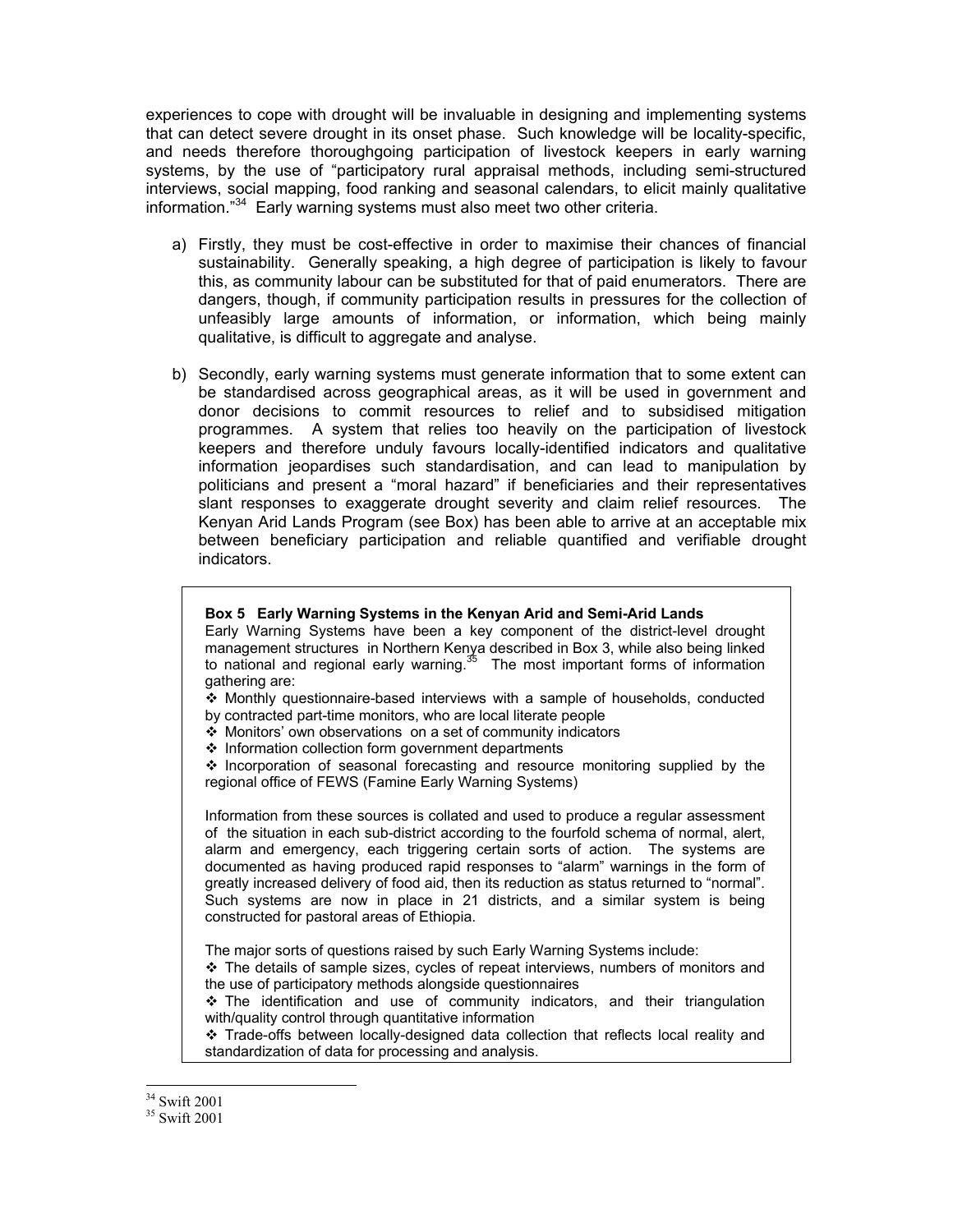experiences to cope with drought will be invaluable in designing and implementing systems that can detect severe drought in its onset phase. Such knowledge will be locality-specific, and needs therefore thoroughgoing participation of livestock keepers in early warning systems, by the use of "participatory rural appraisal methods, including semi-structured interviews, social mapping, food ranking and seasonal calendars, to elicit mainly qualitative information."[34] Early warning systems must also meet two other criteria.

a) Firstly, they must be cost-effective in order to maximise their chances of financial sustainability. Generally speaking, a high degree of participation is likely to favour this, as community labour can be substituted for that of paid enumerators. There are dangers, though, if community participation results in pressures for the collection of unfeasibly large amounts of information, or information, which being mainly qualitative, is difficult to aggregate and analyse.

b) Secondly, early warning systems must generate information that to some extent can be standardised across geographical areas, as it will be used in government and donor decisions to commit resources to relief and to subsidised mitigation programmes. A system that relies too heavily on the participation of livestock keepers and therefore unduly favours locally-identified indicators and qualitative information jeopardises such standardisation, and can lead to manipulation by politicians and present a "moral hazard" if beneficiaries and their representatives slant responses to exaggerate drought severity and claim relief resources. The Kenyan Arid Lands Program (see Box) has been able to arrive at an acceptable mix between beneficiary participation and reliable quantified and verifiable drought indicators.

**Box 5 Early Warning Systems in the Kenyan Arid and Semi-Arid Lands**

Early Warning Systems have been a key component of the district-level drought management structures in Northern Kenya described in Box 3, while also being linked to national and regional early warning.[35] The most important forms of information gathering are:

- Monthly questionnaire-based interviews with a sample of households, conducted by contracted part-time monitors, who are local literate people
- Monitors' own observations on a set of community indicators
- Information collection form government departments
- Incorporation of seasonal forecasting and resource monitoring supplied by the regional office of FEWS (Famine Early Warning Systems)

Information from these sources is collated and used to produce a regular assessment of the situation in each sub-district according to the fourfold schema of normal, alert, alarm and emergency, each triggering certain sorts of action. The systems are documented as having produced rapid responses to "alarm" warnings in the form of greatly increased delivery of food aid, then its reduction as status returned to "normal". Such systems are now in place in 21 districts, and a similar system is being constructed for pastoral areas of Ethiopia.

The major sorts of questions raised by such Early Warning Systems include:

- The details of sample sizes, cycles of repeat interviews, numbers of monitors and the use of participatory methods alongside questionnaires
- The identification and use of community indicators, and their triangulation with/quality control through quantitative information
- Trade-offs between locally-designed data collection that reflects local reality and standardization of data for processing and analysis.

[34] Swift 2001

[35] Swift 2001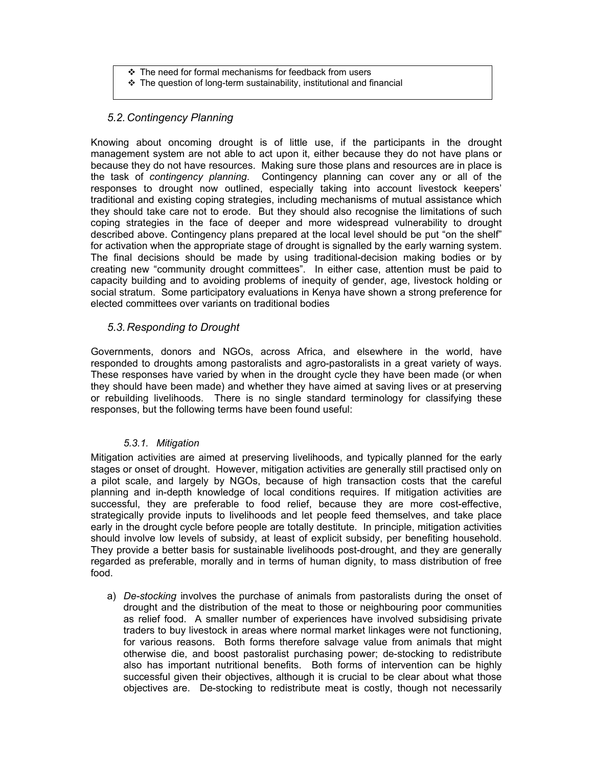- ❖ The need for formal mechanisms for feedback from users
- ❖ The question of long-term sustainability, institutional and financial

## *5.2. Contingency Planning*

Knowing about oncoming drought is of little use, if the participants in the drought management system are not able to act upon it, either because they do not have plans or because they do not have resources. Making sure those plans and resources are in place is the task of *contingency planning*. Contingency planning can cover any or all of the responses to drought now outlined, especially taking into account livestock keepers' traditional and existing coping strategies, including mechanisms of mutual assistance which they should take care not to erode. But they should also recognise the limitations of such coping strategies in the face of deeper and more widespread vulnerability to drought described above. Contingency plans prepared at the local level should be put "on the shelf" for activation when the appropriate stage of drought is signalled by the early warning system. The final decisions should be made by using traditional-decision making bodies or by creating new "community drought committees". In either case, attention must be paid to capacity building and to avoiding problems of inequity of gender, age, livestock holding or social stratum. Some participatory evaluations in Kenya have shown a strong preference for elected committees over variants on traditional bodies

## *5.3. Responding to Drought*

Governments, donors and NGOs, across Africa, and elsewhere in the world, have responded to droughts among pastoralists and agro-pastoralists in a great variety of ways. These responses have varied by when in the drought cycle they have been made (or when they should have been made) and whether they have aimed at saving lives or at preserving or rebuilding livelihoods. There is no single standard terminology for classifying these responses, but the following terms have been found useful:

### *5.3.1. Mitigation*

Mitigation activities are aimed at preserving livelihoods, and typically planned for the early stages or onset of drought. However, mitigation activities are generally still practised only on a pilot scale, and largely by NGOs, because of high transaction costs that the careful planning and in-depth knowledge of local conditions requires. If mitigation activities are successful, they are preferable to food relief, because they are more cost-effective, strategically provide inputs to livelihoods and let people feed themselves, and take place early in the drought cycle before people are totally destitute. In principle, mitigation activities should involve low levels of subsidy, at least of explicit subsidy, per benefiting household. They provide a better basis for sustainable livelihoods post-drought, and they are generally regarded as preferable, morally and in terms of human dignity, to mass distribution of free food.

a) *De-stocking* involves the purchase of animals from pastoralists during the onset of drought and the distribution of the meat to those or neighbouring poor communities as relief food. A smaller number of experiences have involved subsidising private traders to buy livestock in areas where normal market linkages were not functioning, for various reasons. Both forms therefore salvage value from animals that might otherwise die, and boost pastoralist purchasing power; de-stocking to redistribute also has important nutritional benefits. Both forms of intervention can be highly successful given their objectives, although it is crucial to be clear about what those objectives are. De-stocking to redistribute meat is costly, though not necessarily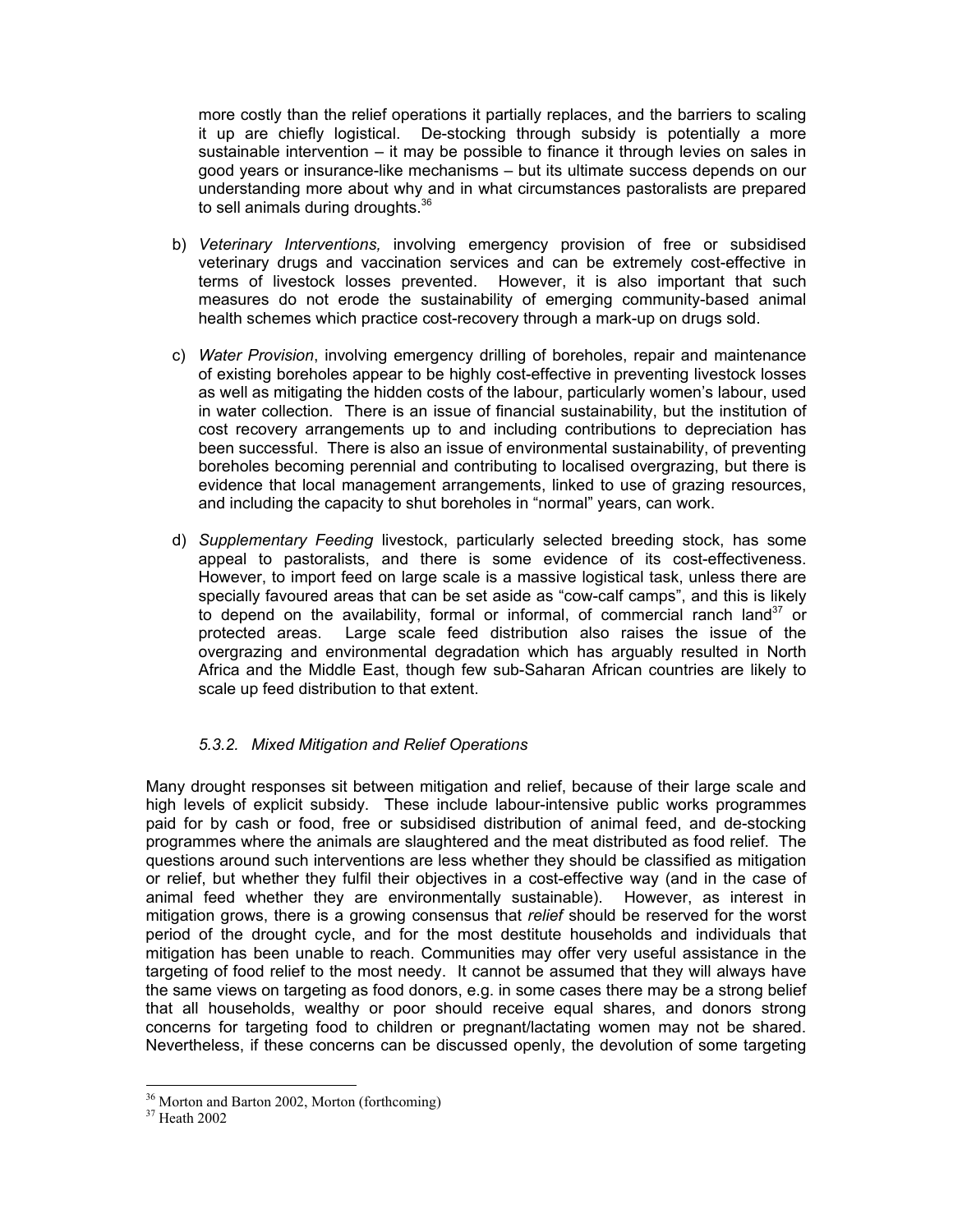more costly than the relief operations it partially replaces, and the barriers to scaling it up are chiefly logistical. De-stocking through subsidy is potentially a more sustainable intervention – it may be possible to finance it through levies on sales in good years or insurance-like mechanisms – but its ultimate success depends on our understanding more about why and in what circumstances pastoralists are prepared to sell animals during droughts.[36]

b) *Veterinary Interventions,* involving emergency provision of free or subsidised veterinary drugs and vaccination services and can be extremely cost-effective in terms of livestock losses prevented. However, it is also important that such measures do not erode the sustainability of emerging community-based animal health schemes which practice cost-recovery through a mark-up on drugs sold.

c) *Water Provision*, involving emergency drilling of boreholes, repair and maintenance of existing boreholes appear to be highly cost-effective in preventing livestock losses as well as mitigating the hidden costs of the labour, particularly women's labour, used in water collection. There is an issue of financial sustainability, but the institution of cost recovery arrangements up to and including contributions to depreciation has been successful. There is also an issue of environmental sustainability, of preventing boreholes becoming perennial and contributing to localised overgrazing, but there is evidence that local management arrangements, linked to use of grazing resources, and including the capacity to shut boreholes in "normal" years, can work.

d) *Supplementary Feeding* livestock, particularly selected breeding stock, has some appeal to pastoralists, and there is some evidence of its cost-effectiveness. However, to import feed on large scale is a massive logistical task, unless there are specially favoured areas that can be set aside as "cow-calf camps", and this is likely to depend on the availability, formal or informal, of commercial ranch land[37] or protected areas. Large scale feed distribution also raises the issue of the overgrazing and environmental degradation which has arguably resulted in North Africa and the Middle East, though few sub-Saharan African countries are likely to scale up feed distribution to that extent.

#### *5.3.2. Mixed Mitigation and Relief Operations*

Many drought responses sit between mitigation and relief, because of their large scale and high levels of explicit subsidy. These include labour-intensive public works programmes paid for by cash or food, free or subsidised distribution of animal feed, and de-stocking programmes where the animals are slaughtered and the meat distributed as food relief. The questions around such interventions are less whether they should be classified as mitigation or relief, but whether they fulfil their objectives in a cost-effective way (and in the case of animal feed whether they are environmentally sustainable). However, as interest in mitigation grows, there is a growing consensus that *relief* should be reserved for the worst period of the drought cycle, and for the most destitute households and individuals that mitigation has been unable to reach. Communities may offer very useful assistance in the targeting of food relief to the most needy. It cannot be assumed that they will always have the same views on targeting as food donors, e.g. in some cases there may be a strong belief that all households, wealthy or poor should receive equal shares, and donors strong concerns for targeting food to children or pregnant/lactating women may not be shared. Nevertheless, if these concerns can be discussed openly, the devolution of some targeting

[36] Morton and Barton 2002, Morton (forthcoming)
[37] Heath 2002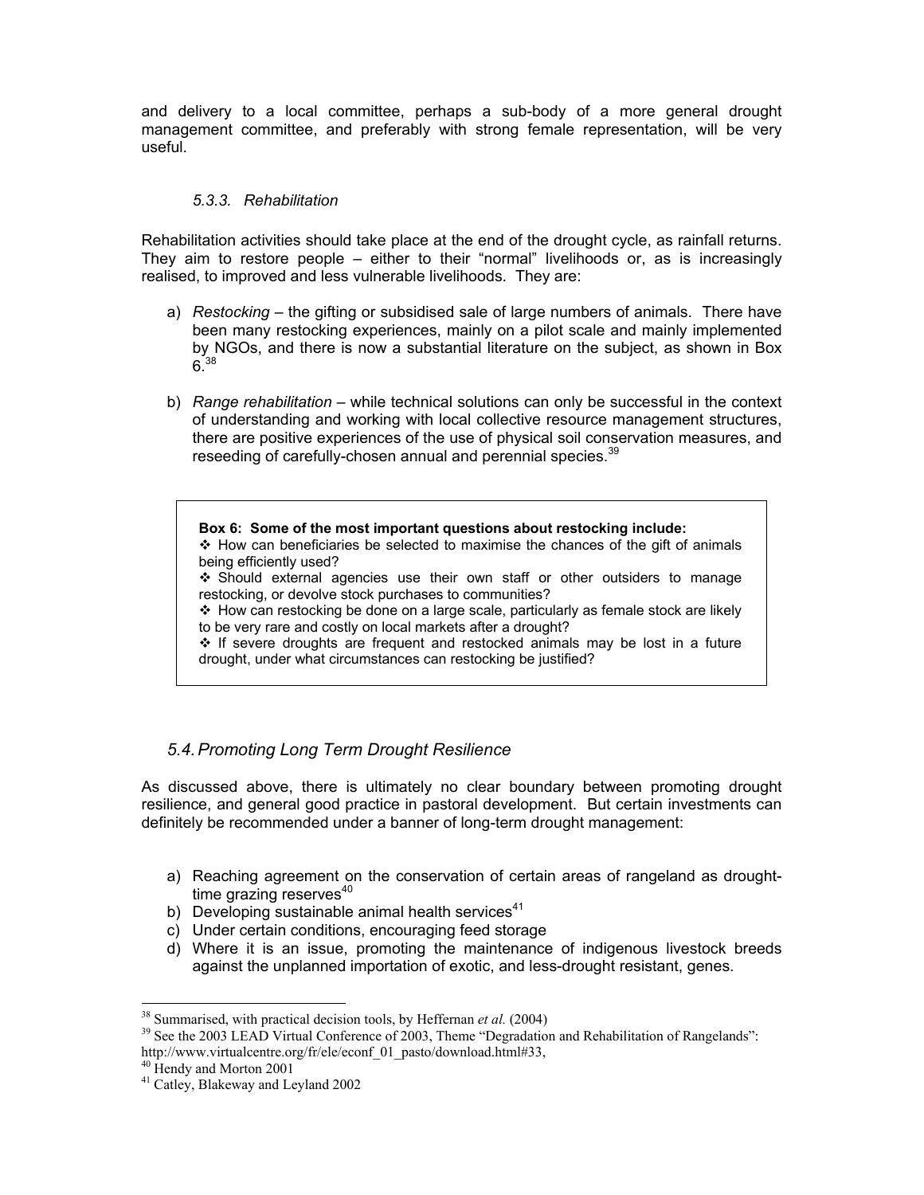and delivery to a local committee, perhaps a sub-body of a more general drought management committee, and preferably with strong female representation, will be very useful.

#### *5.3.3. Rehabilitation*

Rehabilitation activities should take place at the end of the drought cycle, as rainfall returns. They aim to restore people – either to their "normal" livelihoods or, as is increasingly realised, to improved and less vulnerable livelihoods. They are:

a) *Restocking* – the gifting or subsidised sale of large numbers of animals. There have been many restocking experiences, mainly on a pilot scale and mainly implemented by NGOs, and there is now a substantial literature on the subject, as shown in Box 6.[38]

b) *Range rehabilitation* – while technical solutions can only be successful in the context of understanding and working with local collective resource management structures, there are positive experiences of the use of physical soil conservation measures, and reseeding of carefully-chosen annual and perennial species.[39]

> **Box 6: Some of the most important questions about restocking include:**
>
> ❖ How can beneficiaries be selected to maximise the chances of the gift of animals being efficiently used?
>
> ❖ Should external agencies use their own staff or other outsiders to manage restocking, or devolve stock purchases to communities?
>
> ❖ How can restocking be done on a large scale, particularly as female stock are likely to be very rare and costly on local markets after a drought?
>
> ❖ If severe droughts are frequent and restocked animals may be lost in a future drought, under what circumstances can restocking be justified?

### *5.4. Promoting Long Term Drought Resilience*

As discussed above, there is ultimately no clear boundary between promoting drought resilience, and general good practice in pastoral development. But certain investments can definitely be recommended under a banner of long-term drought management:

a) Reaching agreement on the conservation of certain areas of rangeland as drought-time grazing reserves[40]
b) Developing sustainable animal health services[41]
c) Under certain conditions, encouraging feed storage
d) Where it is an issue, promoting the maintenance of indigenous livestock breeds against the unplanned importation of exotic, and less-drought resistant, genes.

---

[38] Summarised, with practical decision tools, by Heffernan *et al.* (2004)

[39] See the 2003 LEAD Virtual Conference of 2003, Theme "Degradation and Rehabilitation of Rangelands": http://www.virtualcentre.org/fr/ele/econf_01_pasto/download.html#33,

[40] Hendy and Morton 2001

[41] Catley, Blakeway and Leyland 2002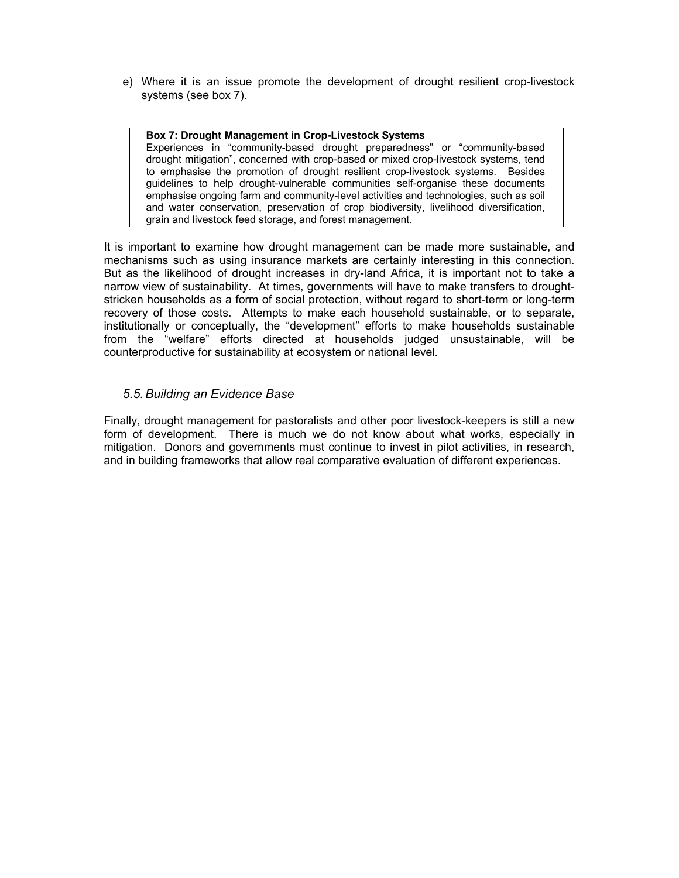e) Where it is an issue promote the development of drought resilient crop-livestock systems (see box 7).

> **Box 7: Drought Management in Crop-Livestock Systems**
> Experiences in "community-based drought preparedness" or "community-based drought mitigation", concerned with crop-based or mixed crop-livestock systems, tend to emphasise the promotion of drought resilient crop-livestock systems. Besides guidelines to help drought-vulnerable communities self-organise these documents emphasise ongoing farm and community-level activities and technologies, such as soil and water conservation, preservation of crop biodiversity, livelihood diversification, grain and livestock feed storage, and forest management.

It is important to examine how drought management can be made more sustainable, and mechanisms such as using insurance markets are certainly interesting in this connection. But as the likelihood of drought increases in dry-land Africa, it is important not to take a narrow view of sustainability. At times, governments will have to make transfers to drought-stricken households as a form of social protection, without regard to short-term or long-term recovery of those costs. Attempts to make each household sustainable, or to separate, institutionally or conceptually, the "development" efforts to make households sustainable from the "welfare" efforts directed at households judged unsustainable, will be counterproductive for sustainability at ecosystem or national level.

### *5.5. Building an Evidence Base*

Finally, drought management for pastoralists and other poor livestock-keepers is still a new form of development. There is much we do not know about what works, especially in mitigation. Donors and governments must continue to invest in pilot activities, in research, and in building frameworks that allow real comparative evaluation of different experiences.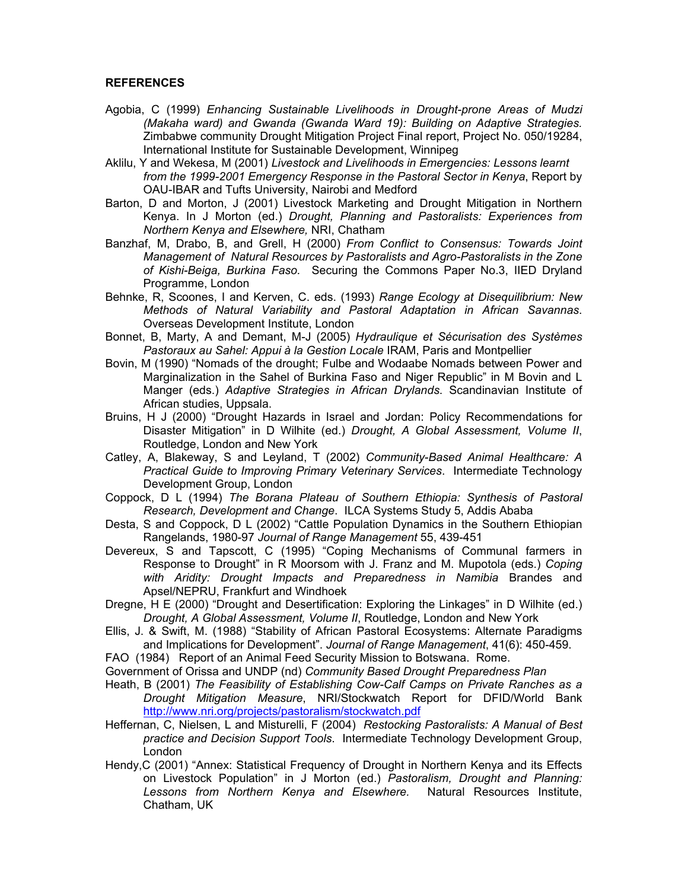**REFERENCES**

Agobia, C (1999) *Enhancing Sustainable Livelihoods in Drought-prone Areas of Mudzi (Makaha ward) and Gwanda (Gwanda Ward 19): Building on Adaptive Strategies.* Zimbabwe community Drought Mitigation Project Final report, Project No. 050/19284, International Institute for Sustainable Development, Winnipeg

Aklilu, Y and Wekesa, M (2001) *Livestock and Livelihoods in Emergencies: Lessons learnt from the 1999-2001 Emergency Response in the Pastoral Sector in Kenya*, Report by OAU-IBAR and Tufts University, Nairobi and Medford

Barton, D and Morton, J (2001) Livestock Marketing and Drought Mitigation in Northern Kenya. In J Morton (ed.) *Drought, Planning and Pastoralists: Experiences from Northern Kenya and Elsewhere,* NRI, Chatham

Banzhaf, M, Drabo, B, and Grell, H (2000) *From Conflict to Consensus: Towards Joint Management of Natural Resources by Pastoralists and Agro-Pastoralists in the Zone of Kishi-Beiga, Burkina Faso.* Securing the Commons Paper No.3, IIED Dryland Programme, London

Behnke, R, Scoones, I and Kerven, C. eds. (1993) *Range Ecology at Disequilibrium: New Methods of Natural Variability and Pastoral Adaptation in African Savannas*. Overseas Development Institute, London

Bonnet, B, Marty, A and Demant, M-J (2005) *Hydraulique et Sécurisation des Systèmes Pastoraux au Sahel: Appui à la Gestion Locale* IRAM, Paris and Montpellier

Bovin, M (1990) "Nomads of the drought; Fulbe and Wodaabe Nomads between Power and Marginalization in the Sahel of Burkina Faso and Niger Republic" in M Bovin and L Manger (eds.) *Adaptive Strategies in African Drylands*. Scandinavian Institute of African studies, Uppsala.

Bruins, H J (2000) "Drought Hazards in Israel and Jordan: Policy Recommendations for Disaster Mitigation" in D Wilhite (ed.) *Drought, A Global Assessment, Volume II*, Routledge, London and New York

Catley, A, Blakeway, S and Leyland, T (2002) *Community-Based Animal Healthcare: A Practical Guide to Improving Primary Veterinary Services*. Intermediate Technology Development Group, London

Coppock, D L (1994) *The Borana Plateau of Southern Ethiopia: Synthesis of Pastoral Research, Development and Change*. ILCA Systems Study 5, Addis Ababa

Desta, S and Coppock, D L (2002) "Cattle Population Dynamics in the Southern Ethiopian Rangelands, 1980-97 *Journal of Range Management* 55, 439-451

Devereux, S and Tapscott, C (1995) "Coping Mechanisms of Communal farmers in Response to Drought" in R Moorsom with J. Franz and M. Mupotola (eds.) *Coping with Aridity: Drought Impacts and Preparedness in Namibia* Brandes and Apsel/NEPRU, Frankfurt and Windhoek

Dregne, H E (2000) "Drought and Desertification: Exploring the Linkages" in D Wilhite (ed.) *Drought, A Global Assessment, Volume II*, Routledge, London and New York

Ellis, J. & Swift, M. (1988) "Stability of African Pastoral Ecosystems: Alternate Paradigms and Implications for Development". *Journal of Range Management*, 41(6): 450-459.

FAO (1984) Report of an Animal Feed Security Mission to Botswana. Rome.

Government of Orissa and UNDP (nd) *Community Based Drought Preparedness Plan*

Heath, B (2001) *The Feasibility of Establishing Cow-Calf Camps on Private Ranches as a Drought Mitigation Measure*, NRI/Stockwatch Report for DFID/World Bank http://www.nri.org/projects/pastoralism/stockwatch.pdf

Heffernan, C, Nielsen, L and Misturelli, F (2004) *Restocking Pastoralists: A Manual of Best practice and Decision Support Tools*. Intermediate Technology Development Group, London

Hendy,C (2001) "Annex: Statistical Frequency of Drought in Northern Kenya and its Effects on Livestock Population" in J Morton (ed.) *Pastoralism, Drought and Planning: Lessons from Northern Kenya and Elsewhere.* Natural Resources Institute, Chatham, UK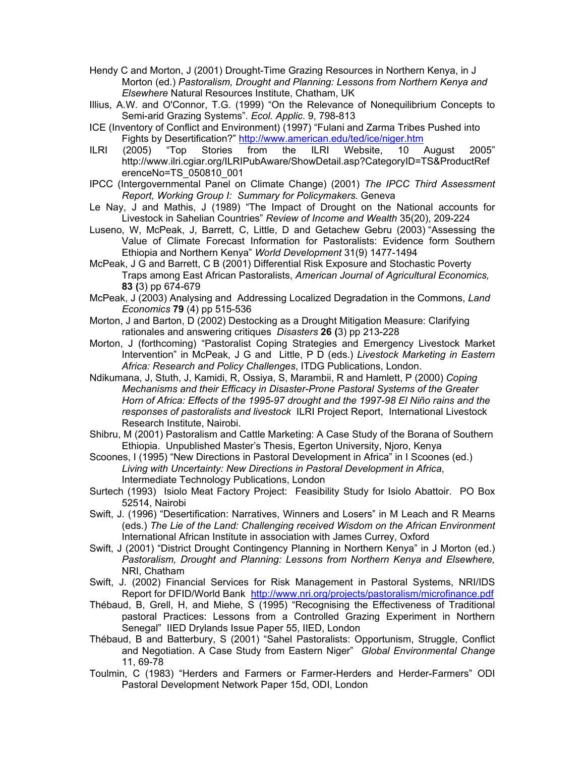Hendy C and Morton, J (2001) Drought-Time Grazing Resources in Northern Kenya, in J Morton (ed.) *Pastoralism, Drought and Planning: Lessons from Northern Kenya and Elsewhere* Natural Resources Institute, Chatham, UK

Illius, A.W. and O'Connor, T.G. (1999) "On the Relevance of Nonequilibrium Concepts to Semi-arid Grazing Systems". *Ecol. Applic*. 9, 798-813

ICE (Inventory of Conflict and Environment) (1997) "Fulani and Zarma Tribes Pushed into Fights by Desertification?" http://www.american.edu/ted/ice/niger.htm

ILRI (2005) "Top Stories from the ILRI Website, 10 August 2005" http://www.ilri.cgiar.org/ILRIPubAware/ShowDetail.asp?CategoryID=TS&ProductReferenceNo=TS_050810_001

IPCC (Intergovernmental Panel on Climate Change) (2001) *The IPCC Third Assessment Report, Working Group I: Summary for Policymakers.* Geneva

Le Nay, J and Mathis, J (1989) "The Impact of Drought on the National accounts for Livestock in Sahelian Countries" *Review of Income and Wealth* 35(20), 209-224

Luseno, W, McPeak, J, Barrett, C, Little, D and Getachew Gebru (2003) "Assessing the Value of Climate Forecast Information for Pastoralists: Evidence form Southern Ethiopia and Northern Kenya" *World Development* 31(9) 1477-1494

McPeak, J G and Barrett, C B (2001) Differential Risk Exposure and Stochastic Poverty Traps among East African Pastoralists, *American Journal of Agricultural Economics,* **83 (**3) pp 674-679

McPeak, J (2003) Analysing and Addressing Localized Degradation in the Commons, *Land Economics* **79** (4) pp 515-536

Morton, J and Barton, D (2002) Destocking as a Drought Mitigation Measure: Clarifying rationales and answering critiques *Disasters* **26 (**3) pp 213-228

Morton, J (forthcoming) "Pastoralist Coping Strategies and Emergency Livestock Market Intervention" in McPeak, J G and Little, P D (eds.) *Livestock Marketing in Eastern Africa: Research and Policy Challenges*, ITDG Publications, London.

Ndikumana, J, Stuth, J, Kamidi, R, Ossiya, S, Marambii, R and Hamlett, P (2000) *Coping Mechanisms and their Efficacy in Disaster-Prone Pastoral Systems of the Greater Horn of Africa: Effects of the 1995-97 drought and the 1997-98 El Niño rains and the responses of pastoralists and livestock* ILRI Project Report, International Livestock Research Institute, Nairobi.

Shibru, M (2001) Pastoralism and Cattle Marketing: A Case Study of the Borana of Southern Ethiopia. Unpublished Master's Thesis, Egerton University, Njoro, Kenya

Scoones, I (1995) "New Directions in Pastoral Development in Africa" in I Scoones (ed.) *Living with Uncertainty: New Directions in Pastoral Development in Africa*, Intermediate Technology Publications, London

Surtech (1993) Isiolo Meat Factory Project: Feasibility Study for Isiolo Abattoir. PO Box 52514, Nairobi

Swift, J. (1996) "Desertification: Narratives, Winners and Losers" in M Leach and R Mearns (eds.) *The Lie of the Land: Challenging received Wisdom on the African Environment* International African Institute in association with James Currey, Oxford

Swift, J (2001) "District Drought Contingency Planning in Northern Kenya" in J Morton (ed.) *Pastoralism, Drought and Planning: Lessons from Northern Kenya and Elsewhere,* NRI, Chatham

Swift, J. (2002) Financial Services for Risk Management in Pastoral Systems, NRI/IDS Report for DFID/World Bank http://www.nri.org/projects/pastoralism/microfinance.pdf

Thébaud, B, Grell, H, and Miehe, S (1995) "Recognising the Effectiveness of Traditional pastoral Practices: Lessons from a Controlled Grazing Experiment in Northern Senegal" IIED Drylands Issue Paper 55, IIED, London

Thébaud, B and Batterbury, S (2001) "Sahel Pastoralists: Opportunism, Struggle, Conflict and Negotiation. A Case Study from Eastern Niger" *Global Environmental Change* 11, 69-78

Toulmin, C (1983) "Herders and Farmers or Farmer-Herders and Herder-Farmers" ODI Pastoral Development Network Paper 15d, ODI, London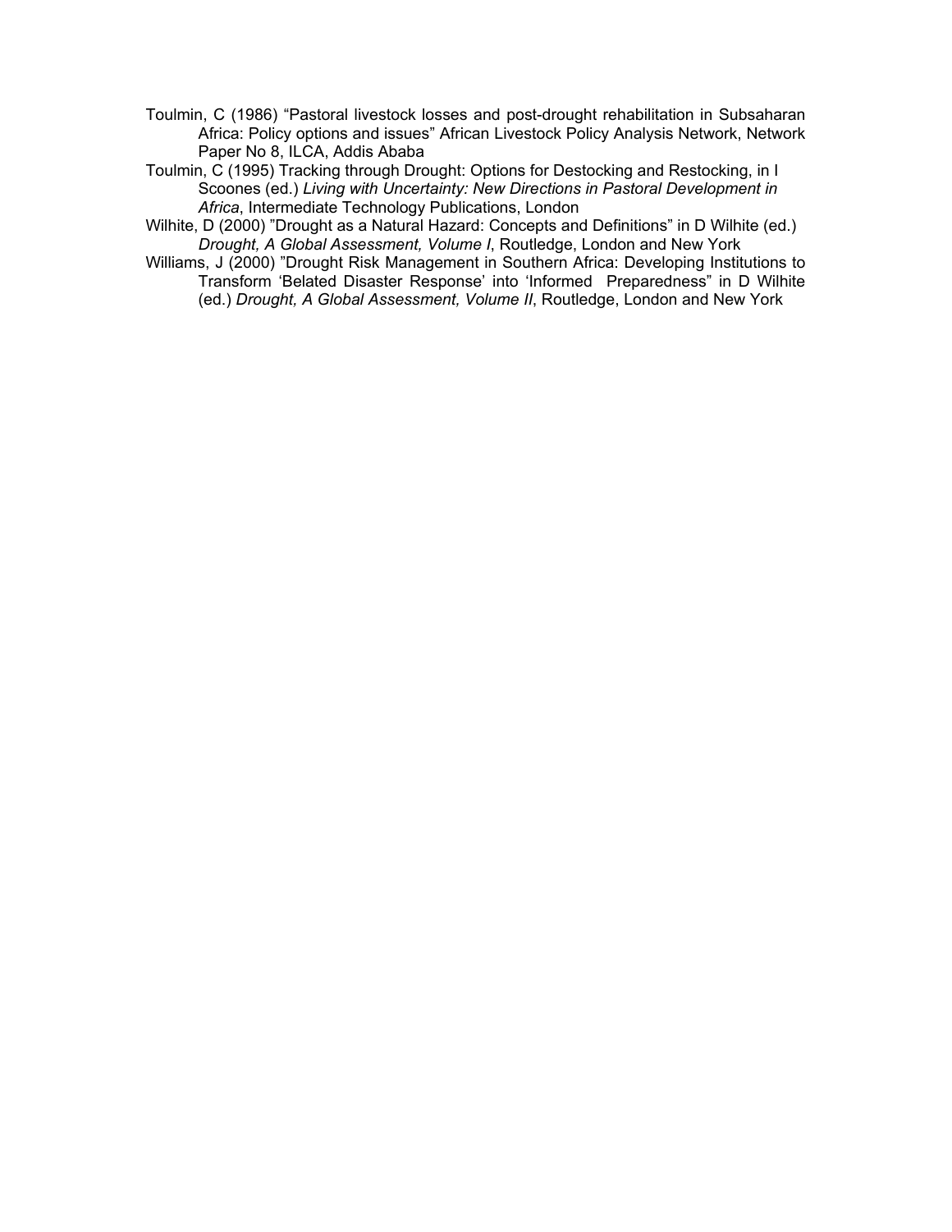Toulmin, C (1986) "Pastoral livestock losses and post-drought rehabilitation in Subsaharan Africa: Policy options and issues" African Livestock Policy Analysis Network, Network Paper No 8, ILCA, Addis Ababa

Toulmin, C (1995) Tracking through Drought: Options for Destocking and Restocking, in I Scoones (ed.) *Living with Uncertainty: New Directions in Pastoral Development in Africa*, Intermediate Technology Publications, London

Wilhite, D (2000) "Drought as a Natural Hazard: Concepts and Definitions" in D Wilhite (ed.) *Drought, A Global Assessment, Volume I*, Routledge, London and New York

Williams, J (2000) "Drought Risk Management in Southern Africa: Developing Institutions to Transform 'Belated Disaster Response' into 'Informed Preparedness" in D Wilhite (ed.) *Drought, A Global Assessment, Volume II*, Routledge, London and New York